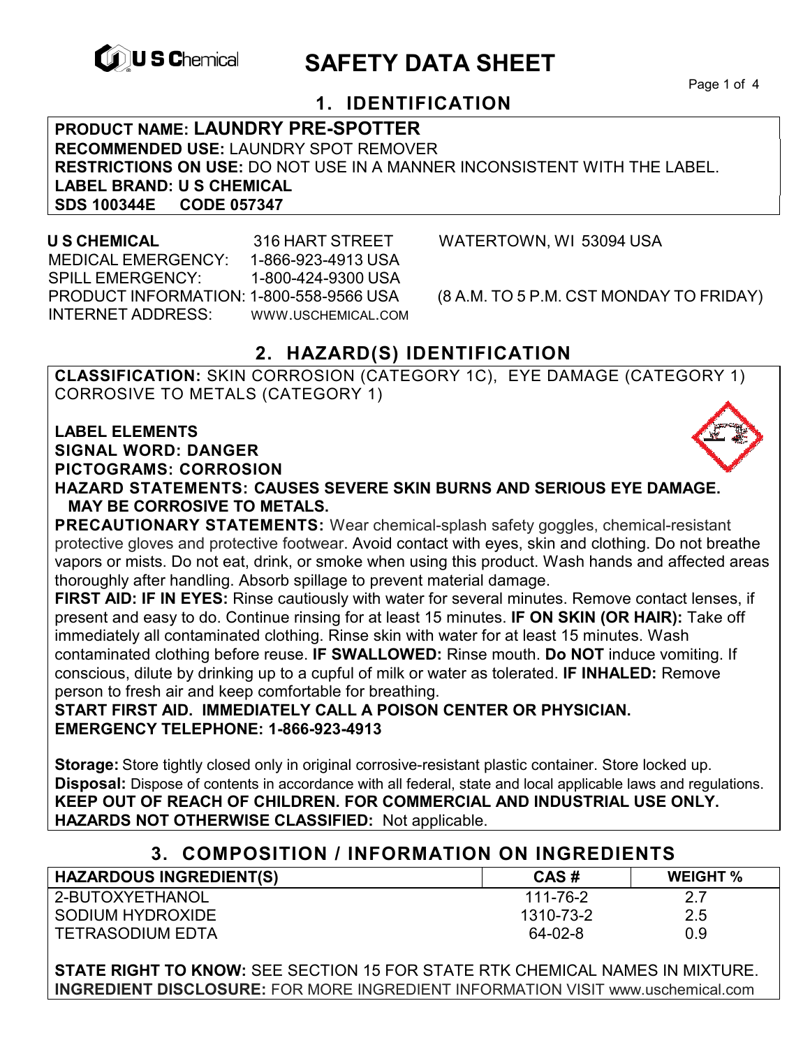# SAFETY DATA SHEET

## 1. IDENTIFICATION

**PRODUCT NAME: LAUNDRY PRE-SPOTTER**
**RECOMMENDED USE:** LAUNDRY SPOT REMOVER
**RESTRICTIONS ON USE:** DO NOT USE IN A MANNER INCONSISTENT WITH THE LABEL.
**LABEL BRAND: U S CHEMICAL**
**SDS 100344E CODE 057347**

**U S CHEMICAL** 316 HART STREET WATERTOWN, WI 53094 USA
MEDICAL EMERGENCY: 1-866-923-4913 USA
SPILL EMERGENCY: 1-800-424-9300 USA
PRODUCT INFORMATION: 1-800-558-9566 USA (8 A.M. TO 5 P.M. CST MONDAY TO FRIDAY)
INTERNET ADDRESS: WWW.USCHEMICAL.COM

## 2. HAZARD(S) IDENTIFICATION

**CLASSIFICATION:** SKIN CORROSION (CATEGORY 1C), EYE DAMAGE (CATEGORY 1) CORROSIVE TO METALS (CATEGORY 1)

**LABEL ELEMENTS**
**SIGNAL WORD: DANGER**
**PICTOGRAMS: CORROSION**
**HAZARD STATEMENTS: CAUSES SEVERE SKIN BURNS AND SERIOUS EYE DAMAGE. MAY BE CORROSIVE TO METALS.**
**PRECAUTIONARY STATEMENTS:** Wear chemical-splash safety goggles, chemical-resistant protective gloves and protective footwear. Avoid contact with eyes, skin and clothing. Do not breathe vapors or mists. Do not eat, drink, or smoke when using this product. Wash hands and affected areas thoroughly after handling. Absorb spillage to prevent material damage.
**FIRST AID: IF IN EYES:** Rinse cautiously with water for several minutes. Remove contact lenses, if present and easy to do. Continue rinsing for at least 15 minutes. **IF ON SKIN (OR HAIR):** Take off immediately all contaminated clothing. Rinse skin with water for at least 15 minutes. Wash contaminated clothing before reuse. **IF SWALLOWED:** Rinse mouth. **Do NOT** induce vomiting. If conscious, dilute by drinking up to a cupful of milk or water as tolerated. **IF INHALED:** Remove person to fresh air and keep comfortable for breathing.
**START FIRST AID. IMMEDIATELY CALL A POISON CENTER OR PHYSICIAN.**
**EMERGENCY TELEPHONE: 1-866-923-4913**

**Storage:** Store tightly closed only in original corrosive-resistant plastic container. Store locked up.
**Disposal:** Dispose of contents in accordance with all federal, state and local applicable laws and regulations.
**KEEP OUT OF REACH OF CHILDREN. FOR COMMERCIAL AND INDUSTRIAL USE ONLY.**
**HAZARDS NOT OTHERWISE CLASSIFIED:** Not applicable.

## 3. COMPOSITION / INFORMATION ON INGREDIENTS

| HAZARDOUS INGREDIENT(S) | CAS # | WEIGHT % |
|---|---|---|
| 2-BUTOXYETHANOL | 111-76-2 | 2.7 |
| SODIUM HYDROXIDE | 1310-73-2 | 2.5 |
| TETRASODIUM EDTA | 64-02-8 | 0.9 |

**STATE RIGHT TO KNOW:** SEE SECTION 15 FOR STATE RTK CHEMICAL NAMES IN MIXTURE.
**INGREDIENT DISCLOSURE:** FOR MORE INGREDIENT INFORMATION VISIT www.uschemical.com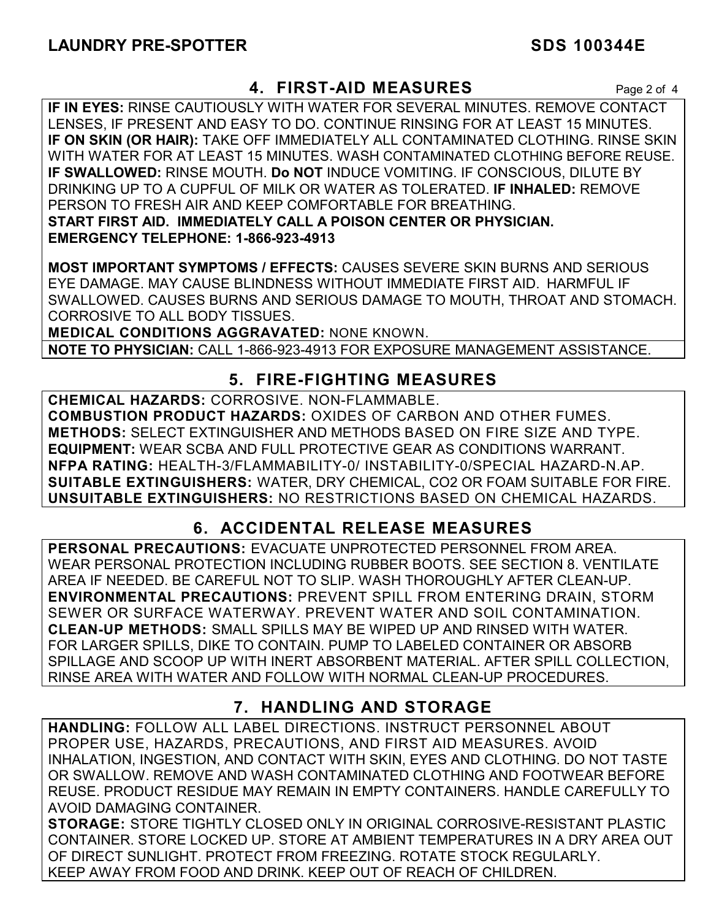## 4. FIRST-AID MEASURES

**IF IN EYES:** RINSE CAUTIOUSLY WITH WATER FOR SEVERAL MINUTES. REMOVE CONTACT LENSES, IF PRESENT AND EASY TO DO. CONTINUE RINSING FOR AT LEAST 15 MINUTES.
**IF ON SKIN (OR HAIR):** TAKE OFF IMMEDIATELY ALL CONTAMINATED CLOTHING. RINSE SKIN WITH WATER FOR AT LEAST 15 MINUTES. WASH CONTAMINATED CLOTHING BEFORE REUSE.
**IF SWALLOWED:** RINSE MOUTH. **Do NOT** INDUCE VOMITING. IF CONSCIOUS, DILUTE BY DRINKING UP TO A CUPFUL OF MILK OR WATER AS TOLERATED. **IF INHALED:** REMOVE PERSON TO FRESH AIR AND KEEP COMFORTABLE FOR BREATHING.
**START FIRST AID. IMMEDIATELY CALL A POISON CENTER OR PHYSICIAN.**
**EMERGENCY TELEPHONE: 1-866-923-4913**

**MOST IMPORTANT SYMPTOMS / EFFECTS:** CAUSES SEVERE SKIN BURNS AND SERIOUS EYE DAMAGE. MAY CAUSE BLINDNESS WITHOUT IMMEDIATE FIRST AID. HARMFUL IF SWALLOWED. CAUSES BURNS AND SERIOUS DAMAGE TO MOUTH, THROAT AND STOMACH. CORROSIVE TO ALL BODY TISSUES.
**MEDICAL CONDITIONS AGGRAVATED:** NONE KNOWN.
**NOTE TO PHYSICIAN:** CALL 1-866-923-4913 FOR EXPOSURE MANAGEMENT ASSISTANCE.

## 5. FIRE-FIGHTING MEASURES

**CHEMICAL HAZARDS:** CORROSIVE. NON-FLAMMABLE.
**COMBUSTION PRODUCT HAZARDS:** OXIDES OF CARBON AND OTHER FUMES.
**METHODS:** SELECT EXTINGUISHER AND METHODS BASED ON FIRE SIZE AND TYPE.
**EQUIPMENT:** WEAR SCBA AND FULL PROTECTIVE GEAR AS CONDITIONS WARRANT.
**NFPA RATING:** HEALTH-3/FLAMMABILITY-0/ INSTABILITY-0/SPECIAL HAZARD-N.AP.
**SUITABLE EXTINGUISHERS:** WATER, DRY CHEMICAL, CO2 OR FOAM SUITABLE FOR FIRE.
**UNSUITABLE EXTINGUISHERS:** NO RESTRICTIONS BASED ON CHEMICAL HAZARDS.

## 6. ACCIDENTAL RELEASE MEASURES

**PERSONAL PRECAUTIONS:** EVACUATE UNPROTECTED PERSONNEL FROM AREA. WEAR PERSONAL PROTECTION INCLUDING RUBBER BOOTS. SEE SECTION 8. VENTILATE AREA IF NEEDED. BE CAREFUL NOT TO SLIP. WASH THOROUGHLY AFTER CLEAN-UP.
**ENVIRONMENTAL PRECAUTIONS:** PREVENT SPILL FROM ENTERING DRAIN, STORM SEWER OR SURFACE WATERWAY. PREVENT WATER AND SOIL CONTAMINATION.
**CLEAN-UP METHODS:** SMALL SPILLS MAY BE WIPED UP AND RINSED WITH WATER. FOR LARGER SPILLS, DIKE TO CONTAIN. PUMP TO LABELED CONTAINER OR ABSORB SPILLAGE AND SCOOP UP WITH INERT ABSORBENT MATERIAL. AFTER SPILL COLLECTION, RINSE AREA WITH WATER AND FOLLOW WITH NORMAL CLEAN-UP PROCEDURES.

## 7. HANDLING AND STORAGE

**HANDLING:** FOLLOW ALL LABEL DIRECTIONS. INSTRUCT PERSONNEL ABOUT PROPER USE, HAZARDS, PRECAUTIONS, AND FIRST AID MEASURES. AVOID INHALATION, INGESTION, AND CONTACT WITH SKIN, EYES AND CLOTHING. DO NOT TASTE OR SWALLOW. REMOVE AND WASH CONTAMINATED CLOTHING AND FOOTWEAR BEFORE REUSE. PRODUCT RESIDUE MAY REMAIN IN EMPTY CONTAINERS. HANDLE CAREFULLY TO AVOID DAMAGING CONTAINER.
**STORAGE:** STORE TIGHTLY CLOSED ONLY IN ORIGINAL CORROSIVE-RESISTANT PLASTIC CONTAINER. STORE LOCKED UP. STORE AT AMBIENT TEMPERATURES IN A DRY AREA OUT OF DIRECT SUNLIGHT. PROTECT FROM FREEZING. ROTATE STOCK REGULARLY. KEEP AWAY FROM FOOD AND DRINK. KEEP OUT OF REACH OF CHILDREN.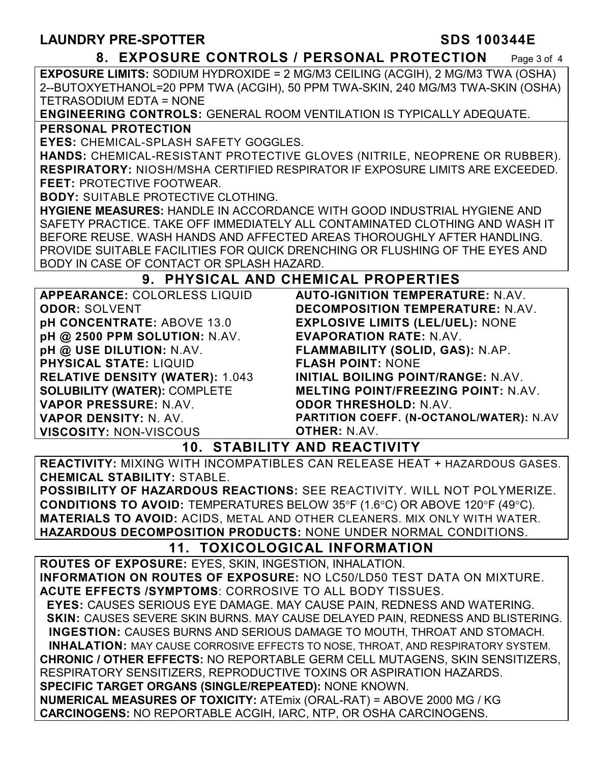## 8. EXPOSURE CONTROLS / PERSONAL PROTECTION

**EXPOSURE LIMITS:** SODIUM HYDROXIDE = 2 MG/M3 CEILING (ACGIH), 2 MG/M3 TWA (OSHA) 2--BUTOXYETHANOL=20 PPM TWA (ACGIH), 50 PPM TWA-SKIN, 240 MG/M3 TWA-SKIN (OSHA) TETRASODIUM EDTA = NONE

**ENGINEERING CONTROLS:** GENERAL ROOM VENTILATION IS TYPICALLY ADEQUATE.

**PERSONAL PROTECTION**

**EYES:** CHEMICAL-SPLASH SAFETY GOGGLES.

**HANDS:** CHEMICAL-RESISTANT PROTECTIVE GLOVES (NITRILE, NEOPRENE OR RUBBER).

**RESPIRATORY:** NIOSH/MSHA CERTIFIED RESPIRATOR IF EXPOSURE LIMITS ARE EXCEEDED.

**FEET:** PROTECTIVE FOOTWEAR.

**BODY:** SUITABLE PROTECTIVE CLOTHING.

**HYGIENE MEASURES:** HANDLE IN ACCORDANCE WITH GOOD INDUSTRIAL HYGIENE AND SAFETY PRACTICE. TAKE OFF IMMEDIATELY ALL CONTAMINATED CLOTHING AND WASH IT BEFORE REUSE. WASH HANDS AND AFFECTED AREAS THOROUGHLY AFTER HANDLING. PROVIDE SUITABLE FACILITIES FOR QUICK DRENCHING OR FLUSHING OF THE EYES AND BODY IN CASE OF CONTACT OR SPLASH HAZARD.

## 9. PHYSICAL AND CHEMICAL PROPERTIES

**APPEARANCE:** COLORLESS LIQUID
**ODOR:** SOLVENT
**pH CONCENTRATE:** ABOVE 13.0
**pH @ 2500 PPM SOLUTION:** N.AV.
**pH @ USE DILUTION:** N.AV.
**PHYSICAL STATE:** LIQUID
**RELATIVE DENSITY (WATER):** 1.043
**SOLUBILITY (WATER):** COMPLETE
**VAPOR PRESSURE:** N.AV.
**VAPOR DENSITY:** N. AV.
**VISCOSITY:** NON-VISCOUS

**AUTO-IGNITION TEMPERATURE:** N.AV.
**DECOMPOSITION TEMPERATURE:** N.AV.
**EXPLOSIVE LIMITS (LEL/UEL):** NONE
**EVAPORATION RATE:** N.AV.
**FLAMMABILITY (SOLID, GAS):** N.AP.
**FLASH POINT:** NONE
**INITIAL BOILING POINT/RANGE:** N.AV.
**MELTING POINT/FREEZING POINT:** N.AV.
**ODOR THRESHOLD:** N.AV.
**PARTITION COEFF. (N-OCTANOL/WATER):** N.AV
**OTHER:** N.AV.

## 10. STABILITY AND REACTIVITY

**REACTIVITY:** MIXING WITH INCOMPATIBLES CAN RELEASE HEAT + HAZARDOUS GASES.

**CHEMICAL STABILITY:** STABLE.

**POSSIBILITY OF HAZARDOUS REACTIONS:** SEE REACTIVITY. WILL NOT POLYMERIZE.

**CONDITIONS TO AVOID:** TEMPERATURES BELOW 35°F (1.6°C) OR ABOVE 120°F (49°C).

**MATERIALS TO AVOID:** ACIDS, METAL AND OTHER CLEANERS. MIX ONLY WITH WATER.

**HAZARDOUS DECOMPOSITION PRODUCTS:** NONE UNDER NORMAL CONDITIONS.

## 11. TOXICOLOGICAL INFORMATION

**ROUTES OF EXPOSURE:** EYES, SKIN, INGESTION, INHALATION.

**INFORMATION ON ROUTES OF EXPOSURE:** NO LC50/LD50 TEST DATA ON MIXTURE.

**ACUTE EFFECTS /SYMPTOMS**: CORROSIVE TO ALL BODY TISSUES.

**EYES:** CAUSES SERIOUS EYE DAMAGE. MAY CAUSE PAIN, REDNESS AND WATERING.

**SKIN:** CAUSES SEVERE SKIN BURNS. MAY CAUSE DELAYED PAIN, REDNESS AND BLISTERING.

**INGESTION:** CAUSES BURNS AND SERIOUS DAMAGE TO MOUTH, THROAT AND STOMACH.

**INHALATION:** MAY CAUSE CORROSIVE EFFECTS TO NOSE, THROAT, AND RESPIRATORY SYSTEM.

**CHRONIC / OTHER EFFECTS:** NO REPORTABLE GERM CELL MUTAGENS, SKIN SENSITIZERS, RESPIRATORY SENSITIZERS, REPRODUCTIVE TOXINS OR ASPIRATION HAZARDS.

**SPECIFIC TARGET ORGANS (SINGLE/REPEATED):** NONE KNOWN.

**NUMERICAL MEASURES OF TOXICITY:** ATEmix (ORAL-RAT) = ABOVE 2000 MG / KG

**CARCINOGENS:** NO REPORTABLE ACGIH, IARC, NTP, OR OSHA CARCINOGENS.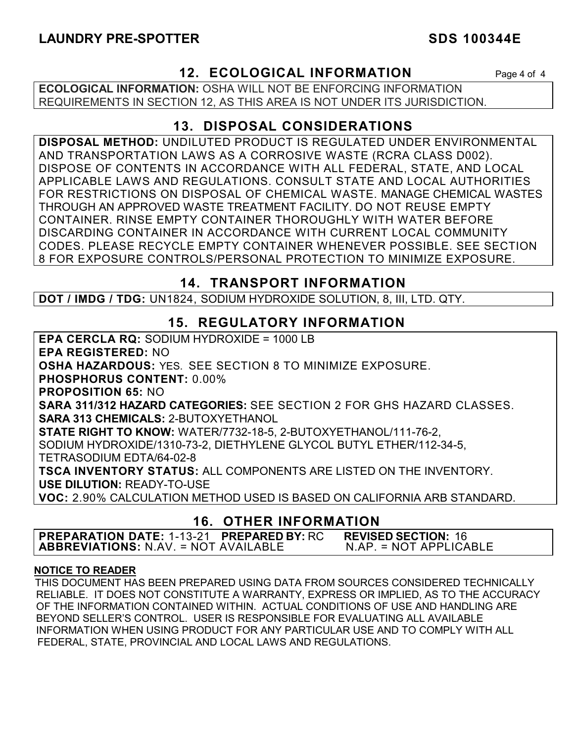**LAUNDRY PRE-SPOTTER** **SDS 100344E**

## 12. ECOLOGICAL INFORMATION

**ECOLOGICAL INFORMATION:** OSHA WILL NOT BE ENFORCING INFORMATION REQUIREMENTS IN SECTION 12, AS THIS AREA IS NOT UNDER ITS JURISDICTION.

## 13. DISPOSAL CONSIDERATIONS

**DISPOSAL METHOD:** UNDILUTED PRODUCT IS REGULATED UNDER ENVIRONMENTAL AND TRANSPORTATION LAWS AS A CORROSIVE WASTE (RCRA CLASS D002). DISPOSE OF CONTENTS IN ACCORDANCE WITH ALL FEDERAL, STATE, AND LOCAL APPLICABLE LAWS AND REGULATIONS. CONSULT STATE AND LOCAL AUTHORITIES FOR RESTRICTIONS ON DISPOSAL OF CHEMICAL WASTE. MANAGE CHEMICAL WASTES THROUGH AN APPROVED WASTE TREATMENT FACILITY. DO NOT REUSE EMPTY CONTAINER. RINSE EMPTY CONTAINER THOROUGHLY WITH WATER BEFORE DISCARDING CONTAINER IN ACCORDANCE WITH CURRENT LOCAL COMMUNITY CODES. PLEASE RECYCLE EMPTY CONTAINER WHENEVER POSSIBLE. SEE SECTION 8 FOR EXPOSURE CONTROLS/PERSONAL PROTECTION TO MINIMIZE EXPOSURE.

## 14. TRANSPORT INFORMATION

**DOT / IMDG / TDG:** UN1824, SODIUM HYDROXIDE SOLUTION, 8, III, LTD. QTY.

## 15. REGULATORY INFORMATION

**EPA CERCLA RQ:** SODIUM HYDROXIDE = 1000 LB
**EPA REGISTERED:** NO
**OSHA HAZARDOUS:** YES. SEE SECTION 8 TO MINIMIZE EXPOSURE.
**PHOSPHORUS CONTENT:** 0.00%
**PROPOSITION 65:** NO
**SARA 311/312 HAZARD CATEGORIES:** SEE SECTION 2 FOR GHS HAZARD CLASSES.
**SARA 313 CHEMICALS:** 2-BUTOXYETHANOL
**STATE RIGHT TO KNOW:** WATER/7732-18-5, 2-BUTOXYETHANOL/111-76-2, SODIUM HYDROXIDE/1310-73-2, DIETHYLENE GLYCOL BUTYL ETHER/112-34-5, TETRASODIUM EDTA/64-02-8
**TSCA INVENTORY STATUS:** ALL COMPONENTS ARE LISTED ON THE INVENTORY.
**USE DILUTION:** READY-TO-USE
**VOC:** 2.90% CALCULATION METHOD USED IS BASED ON CALIFORNIA ARB STANDARD.

## 16. OTHER INFORMATION

**PREPARATION DATE:** 1-13-21 **PREPARED BY:** RC **REVISED SECTION:** 16
**ABBREVIATIONS:** N.AV. = NOT AVAILABLE N.AP. = NOT APPLICABLE

**NOTICE TO READER**

THIS DOCUMENT HAS BEEN PREPARED USING DATA FROM SOURCES CONSIDERED TECHNICALLY RELIABLE. IT DOES NOT CONSTITUTE A WARRANTY, EXPRESS OR IMPLIED, AS TO THE ACCURACY OF THE INFORMATION CONTAINED WITHIN. ACTUAL CONDITIONS OF USE AND HANDLING ARE BEYOND SELLER'S CONTROL. USER IS RESPONSIBLE FOR EVALUATING ALL AVAILABLE INFORMATION WHEN USING PRODUCT FOR ANY PARTICULAR USE AND TO COMPLY WITH ALL FEDERAL, STATE, PROVINCIAL AND LOCAL LAWS AND REGULATIONS.